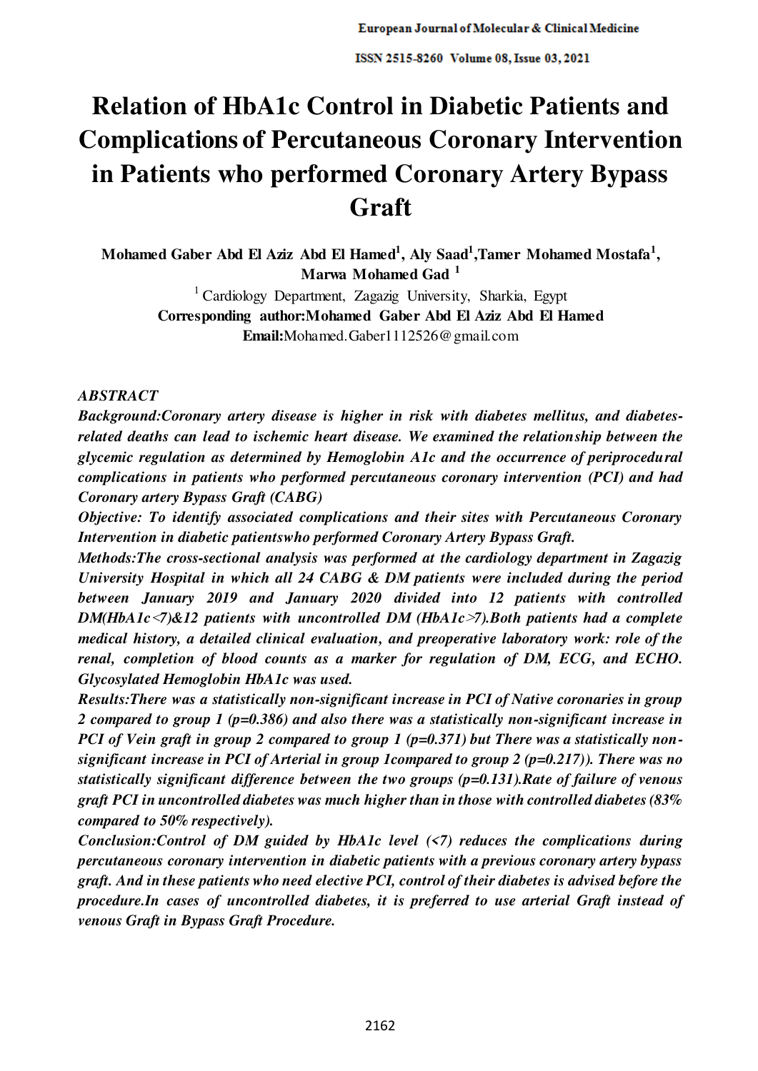# Relation of HbA1c Control in Diabetic Patients and Complications of Percutaneous Coronary Intervention in Patients who performed Coronary Artery Bypass Graft

**Mohamed Gaber Abd El Aziz Abd El Hamed[1], Aly Saad[1],Tamer Mohamed Mostafa[1], Marwa Mohamed Gad [1]**

[1] Cardiology Department, Zagazig University, Sharkia, Egypt

**Corresponding author:Mohamed Gaber Abd El Aziz Abd El Hamed**

**Email:**Mohamed.Gaber1112526@gmail.com

***ABSTRACT***

***Background:Coronary artery disease is higher in risk with diabetes mellitus, and diabetes-related deaths can lead to ischemic heart disease. We examined the relationship between the glycemic regulation as determined by Hemoglobin A1c and the occurrence of periprocedural complications in patients who performed percutaneous coronary intervention (PCI) and had Coronary artery Bypass Graft (CABG)***

***Objective: To identify associated complications and their sites with Percutaneous Coronary Intervention in diabetic patientswho performed Coronary Artery Bypass Graft.***

***Methods:The cross-sectional analysis was performed at the cardiology department in Zagazig University Hospital in which all 24 CABG & DM patients were included during the period between January 2019 and January 2020 divided into 12 patients with controlled DM(HbA1c<7)&12 patients with uncontrolled DM (HbA1c>7).Both patients had a complete medical history, a detailed clinical evaluation, and preoperative laboratory work: role of the renal, completion of blood counts as a marker for regulation of DM, ECG, and ECHO. Glycosylated Hemoglobin HbA1c was used.***

***Results:There was a statistically non-significant increase in PCI of Native coronaries in group 2 compared to group 1 (p=0.386) and also there was a statistically non-significant increase in PCI of Vein graft in group 2 compared to group 1 (p=0.371) but There was a statistically non-significant increase in PCI of Arterial in group 1compared to group 2 (p=0.217)). There was no statistically significant difference between the two groups (p=0.131).Rate of failure of venous graft PCI in uncontrolled diabetes was much higher than in those with controlled diabetes (83% compared to 50% respectively).***

***Conclusion:Control of DM guided by HbA1c level (<7) reduces the complications during percutaneous coronary intervention in diabetic patients with a previous coronary artery bypass graft. And in these patients who need elective PCI, control of their diabetes is advised before the procedure.In cases of uncontrolled diabetes, it is preferred to use arterial Graft instead of venous Graft in Bypass Graft Procedure.***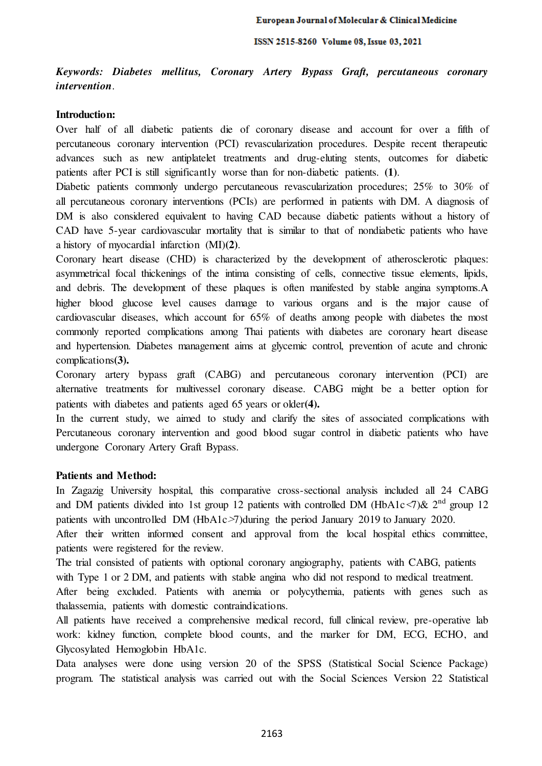***Keywords: Diabetes mellitus, Coronary Artery Bypass Graft, percutaneous coronary intervention*.**

**Introduction:**

Over half of all diabetic patients die of coronary disease and account for over a fifth of percutaneous coronary intervention (PCI) revascularization procedures. Despite recent therapeutic advances such as new antiplatelet treatments and drug-eluting stents, outcomes for diabetic patients after PCI is still significantly worse than for non-diabetic patients. **(1)**.

Diabetic patients commonly undergo percutaneous revascularization procedures; 25% to 30% of all percutaneous coronary interventions (PCIs) are performed in patients with DM. A diagnosis of DM is also considered equivalent to having CAD because diabetic patients without a history of CAD have 5-year cardiovascular mortality that is similar to that of nondiabetic patients who have a history of myocardial infarction (MI)**(2)**.

Coronary heart disease (CHD) is characterized by the development of atherosclerotic plaques: asymmetrical focal thickenings of the intima consisting of cells, connective tissue elements, lipids, and debris. The development of these plaques is often manifested by stable angina symptoms.A higher blood glucose level causes damage to various organs and is the major cause of cardiovascular diseases, which account for 65% of deaths among people with diabetes the most commonly reported complications among Thai patients with diabetes are coronary heart disease and hypertension. Diabetes management aims at glycemic control, prevention of acute and chronic complications**(3).**

Coronary artery bypass graft (CABG) and percutaneous coronary intervention (PCI) are alternative treatments for multivessel coronary disease. CABG might be a better option for patients with diabetes and patients aged 65 years or older**(4).**

In the current study, we aimed to study and clarify the sites of associated complications with Percutaneous coronary intervention and good blood sugar control in diabetic patients who have undergone Coronary Artery Graft Bypass.

**Patients and Method:**

In Zagazig University hospital, this comparative cross-sectional analysis included all 24 CABG and DM patients divided into 1st group 12 patients with controlled DM (HbA1c<7)& 2nd group 12 patients with uncontrolled DM (HbA1c>7)during the period January 2019 to January 2020.

After their written informed consent and approval from the local hospital ethics committee, patients were registered for the review.

The trial consisted of patients with optional coronary angiography, patients with CABG, patients with Type 1 or 2 DM, and patients with stable angina who did not respond to medical treatment.

After being excluded. Patients with anemia or polycythemia, patients with genes such as thalassemia, patients with domestic contraindications.

All patients have received a comprehensive medical record, full clinical review, pre-operative lab work: kidney function, complete blood counts, and the marker for DM, ECG, ECHO, and Glycosylated Hemoglobin HbA1c.

Data analyses were done using version 20 of the SPSS (Statistical Social Science Package) program. The statistical analysis was carried out with the Social Sciences Version 22 Statistical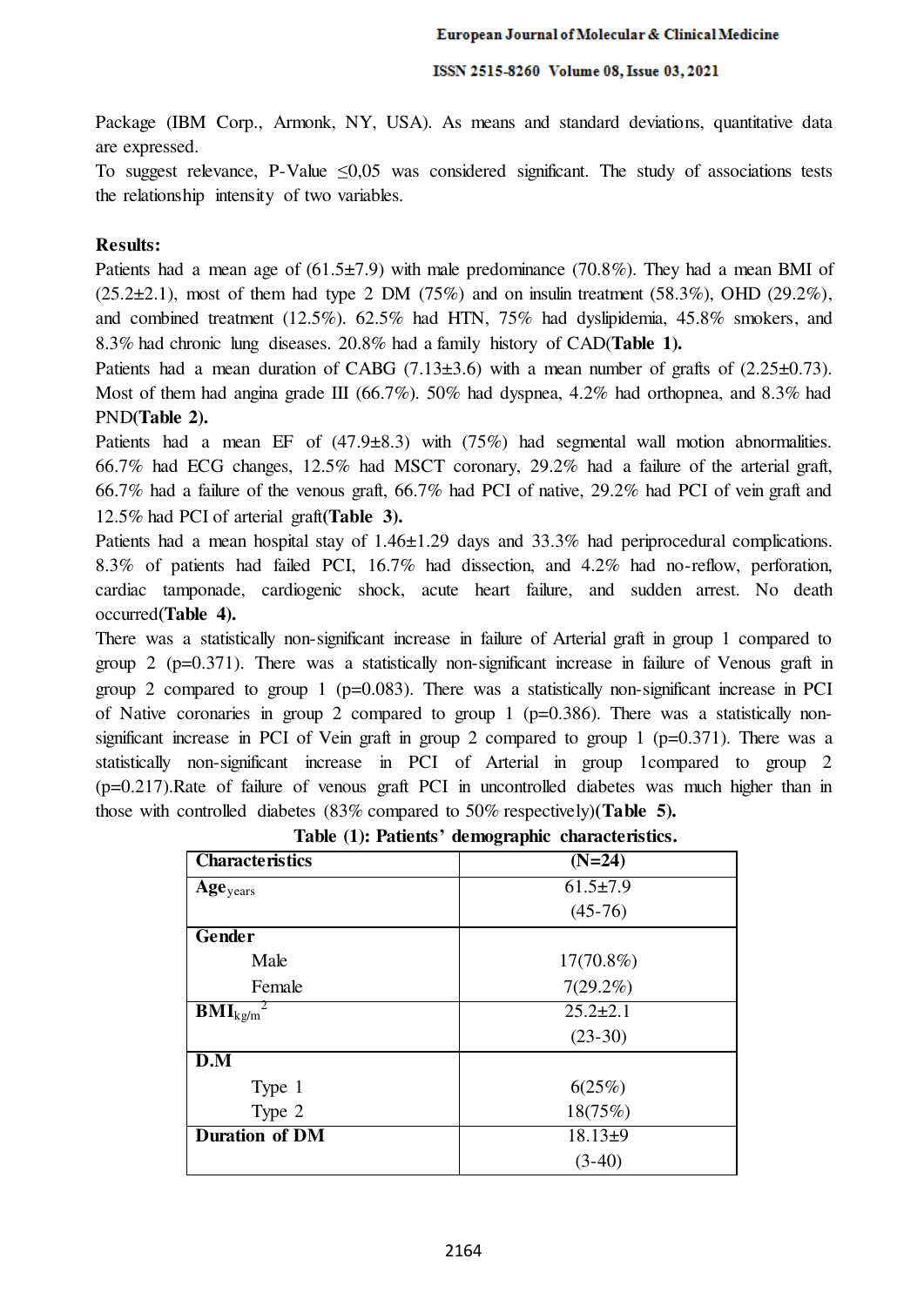Package (IBM Corp., Armonk, NY, USA). As means and standard deviations, quantitative data are expressed.

To suggest relevance, P-Value ≤0,05 was considered significant. The study of associations tests the relationship intensity of two variables.

**Results:**

Patients had a mean age of (61.5±7.9) with male predominance (70.8%). They had a mean BMI of (25.2±2.1), most of them had type 2 DM (75%) and on insulin treatment (58.3%), OHD (29.2%), and combined treatment (12.5%). 62.5% had HTN, 75% had dyslipidemia, 45.8% smokers, and 8.3% had chronic lung diseases. 20.8% had a family history of CAD(**Table 1).**

Patients had a mean duration of CABG (7.13±3.6) with a mean number of grafts of (2.25±0.73). Most of them had angina grade III (66.7%). 50% had dyspnea, 4.2% had orthopnea, and 8.3% had PND(**Table 2).**

Patients had a mean EF of (47.9±8.3) with (75%) had segmental wall motion abnormalities. 66.7% had ECG changes, 12.5% had MSCT coronary, 29.2% had a failure of the arterial graft, 66.7% had a failure of the venous graft, 66.7% had PCI of native, 29.2% had PCI of vein graft and 12.5% had PCI of arterial graft(**Table 3).**

Patients had a mean hospital stay of 1.46±1.29 days and 33.3% had periprocedural complications. 8.3% of patients had failed PCI, 16.7% had dissection, and 4.2% had no-reflow, perforation, cardiac tamponade, cardiogenic shock, acute heart failure, and sudden arrest. No death occurred(**Table 4).**

There was a statistically non-significant increase in failure of Arterial graft in group 1 compared to group 2 (p=0.371). There was a statistically non-significant increase in failure of Venous graft in group 2 compared to group 1 (p=0.083). There was a statistically non-significant increase in PCI of Native coronaries in group 2 compared to group 1 (p=0.386). There was a statistically non-significant increase in PCI of Vein graft in group 2 compared to group 1 (p=0.371). There was a statistically non-significant increase in PCI of Arterial in group 1compared to group 2 (p=0.217).Rate of failure of venous graft PCI in uncontrolled diabetes was much higher than in those with controlled diabetes (83% compared to 50% respectively)(**Table 5).**

**Table (1): Patients' demographic characteristics.**

| Characteristics | (N=24) |
|---|---|
| **Age** years | 61.5±7.9<br>(45-76) |
| **Gender** | |
| Male | 17(70.8%) |
| Female | 7(29.2%) |
| **BMI** $_{kg/m^2}$ | 25.2±2.1<br>(23-30) |
| **D.M** | |
| Type 1 | 6(25%) |
| Type 2 | 18(75%) |
| **Duration of DM** | 18.13±9<br>(3-40) |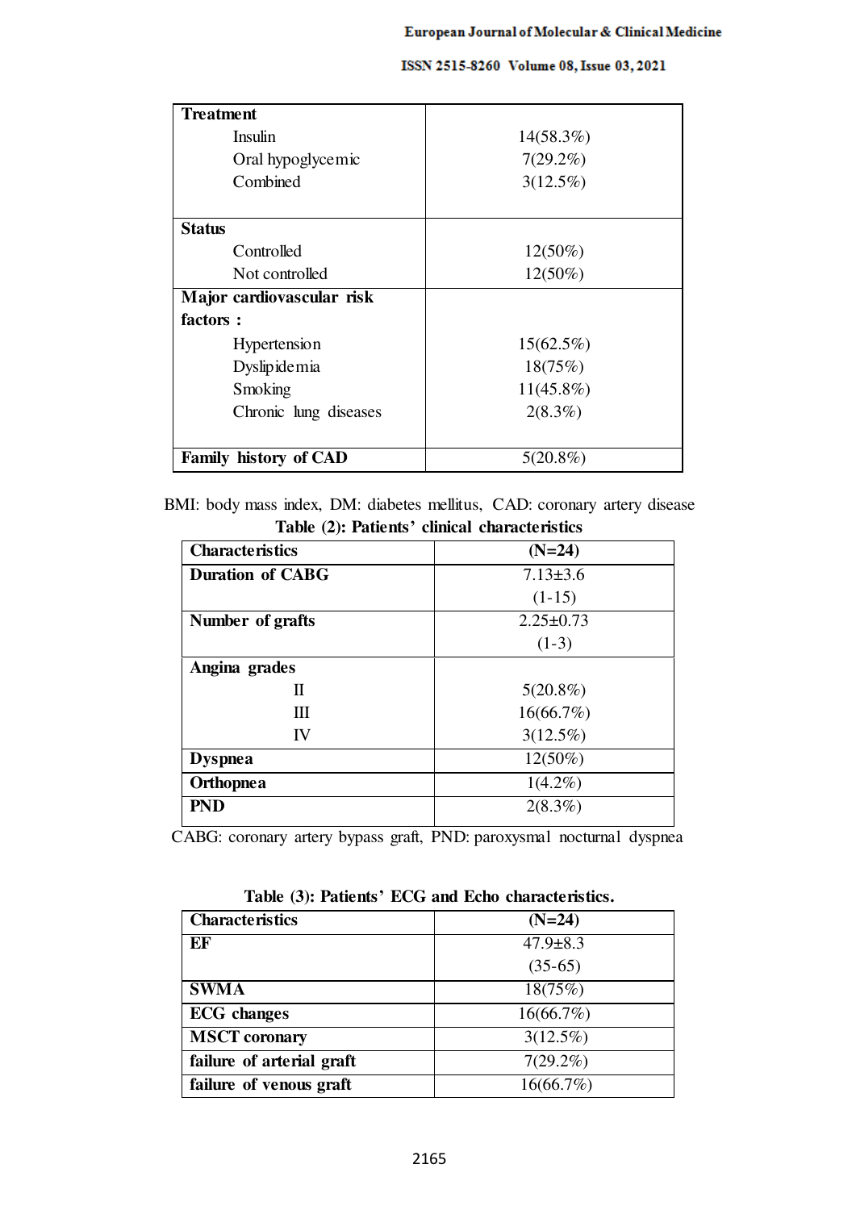| | |
|---|---|
| **Treatment** | |
| Insulin | 14(58.3%) |
| Oral hypoglycemic | 7(29.2%) |
| Combined | 3(12.5%) |
| **Status** | |
| Controlled | 12(50%) |
| Not controlled | 12(50%) |
| **Major cardiovascular risk factors :** | |
| Hypertension | 15(62.5%) |
| Dyslipidemia | 18(75%) |
| Smoking | 11(45.8%) |
| Chronic lung diseases | 2(8.3%) |
| **Family history of CAD** | 5(20.8%) |

BMI: body mass index, DM: diabetes mellitus, CAD: coronary artery disease

**Table (2): Patients' clinical characteristics**

| Characteristics | (N=24) |
|---|---|
| **Duration of CABG** | 7.13±3.6 (1-15) |
| **Number of grafts** | 2.25±0.73 (1-3) |
| **Angina grades** | |
| II | 5(20.8%) |
| III | 16(66.7%) |
| IV | 3(12.5%) |
| **Dyspnea** | 12(50%) |
| **Orthopnea** | 1(4.2%) |
| **PND** | 2(8.3%) |

CABG: coronary artery bypass graft, PND: paroxysmal nocturnal dyspnea

**Table (3): Patients' ECG and Echo characteristics.**

| Characteristics | (N=24) |
|---|---|
| **EF** | 47.9±8.3 (35-65) |
| **SWMA** | 18(75%) |
| **ECG changes** | 16(66.7%) |
| **MSCT coronary** | 3(12.5%) |
| **failure of arterial graft** | 7(29.2%) |
| **failure of venous graft** | 16(66.7%) |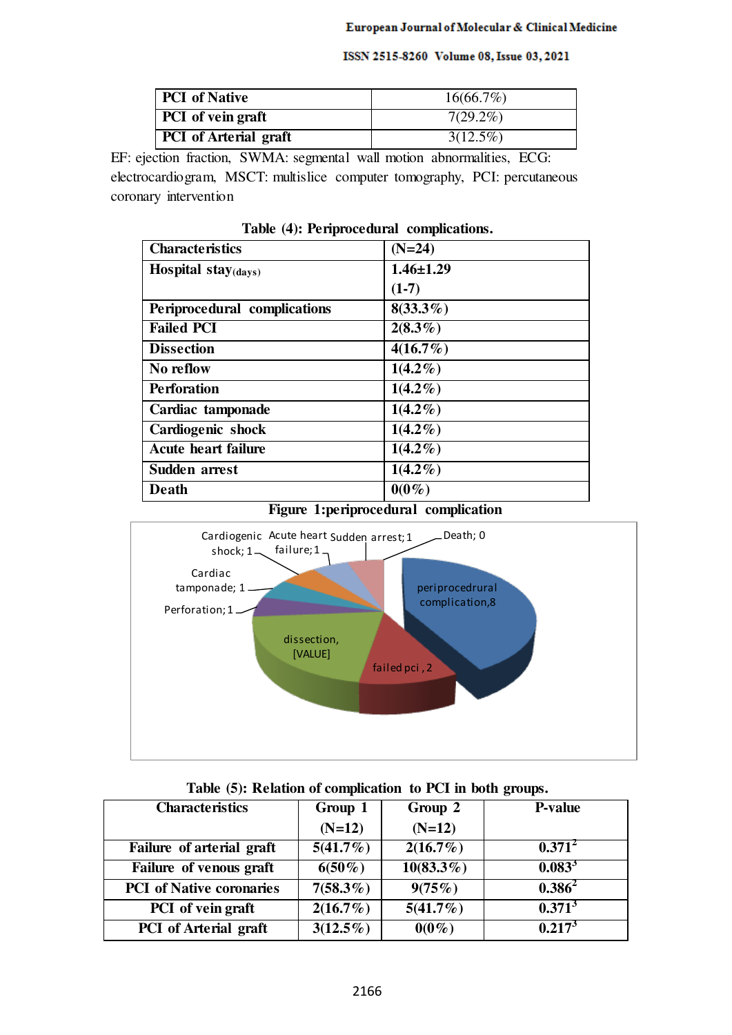| PCI of Native | 16(66.7%) |
|---|---|
| PCI of vein graft | 7(29.2%) |
| PCI of Arterial graft | 3(12.5%) |

EF: ejection fraction, SWMA: segmental wall motion abnormalities, ECG: electrocardiogram, MSCT: multislice computer tomography, PCI: percutaneous coronary intervention

**Table (4): Periprocedural complications.**

| Characteristics | (N=24) |
|---|---|
| Hospital stay(days) | 1.46±1.29 (1-7) |
| Periprocedural complications | 8(33.3%) |
| Failed PCI | 2(8.3%) |
| Dissection | 4(16.7%) |
| No reflow | 1(4.2%) |
| Perforation | 1(4.2%) |
| Cardiac tamponade | 1(4.2%) |
| Cardiogenic shock | 1(4.2%) |
| Acute heart failure | 1(4.2%) |
| Sudden arrest | 1(4.2%) |
| Death | 0(0%) |

**Figure 1:periprocedural complication**

**Table (5): Relation of complication to PCI in both groups.**

| Characteristics | Group 1 (N=12) | Group 2 (N=12) | P-value |
|---|---|---|---|
| Failure of arterial graft | 5(41.7%) | 2(16.7%) | 0.371[2] |
| Failure of venous graft | 6(50%) | 10(83.3%) | 0.083[3] |
| PCI of Native coronaries | 7(58.3%) | 9(75%) | 0.386[2] |
| PCI of vein graft | 2(16.7%) | 5(41.7%) | 0.371[3] |
| PCI of Arterial graft | 3(12.5%) | 0(0%) | 0.217[3] |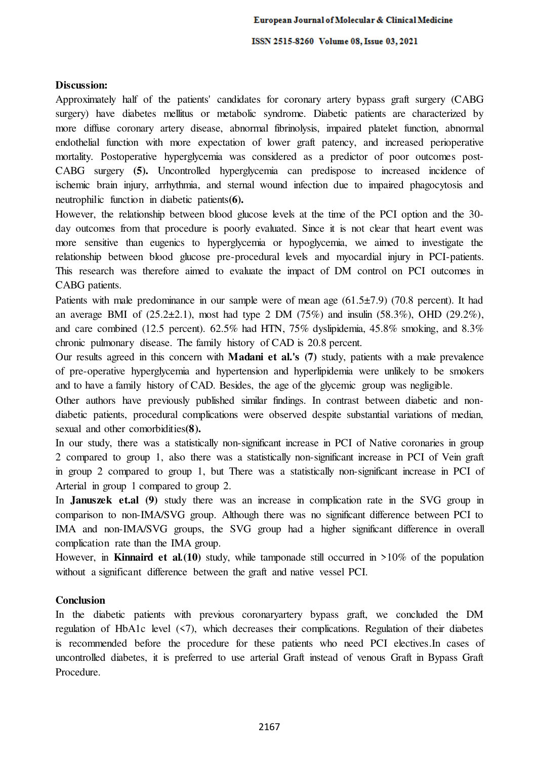## Discussion:

Approximately half of the patients' candidates for coronary artery bypass graft surgery (CABG surgery) have diabetes mellitus or metabolic syndrome. Diabetic patients are characterized by more diffuse coronary artery disease, abnormal fibrinolysis, impaired platelet function, abnormal endothelial function with more expectation of lower graft patency, and increased perioperative mortality. Postoperative hyperglycemia was considered as a predictor of poor outcomes post-CABG surgery **(5).** Uncontrolled hyperglycemia can predispose to increased incidence of ischemic brain injury, arrhythmia, and sternal wound infection due to impaired phagocytosis and neutrophilic function in diabetic patients**(6).**

However, the relationship between blood glucose levels at the time of the PCI option and the 30-day outcomes from that procedure is poorly evaluated. Since it is not clear that heart event was more sensitive than eugenics to hyperglycemia or hypoglycemia, we aimed to investigate the relationship between blood glucose pre-procedural levels and myocardial injury in PCI-patients. This research was therefore aimed to evaluate the impact of DM control on PCI outcomes in CABG patients.

Patients with male predominance in our sample were of mean age (61.5±7.9) (70.8 percent). It had an average BMI of (25.2±2.1), most had type 2 DM (75%) and insulin (58.3%), OHD (29.2%), and care combined (12.5 percent). 62.5% had HTN, 75% dyslipidemia, 45.8% smoking, and 8.3% chronic pulmonary disease. The family history of CAD is 20.8 percent.

Our results agreed in this concern with **Madani et al.'s (7)** study, patients with a male prevalence of pre-operative hyperglycemia and hypertension and hyperlipidemia were unlikely to be smokers and to have a family history of CAD. Besides, the age of the glycemic group was negligible.

Other authors have previously published similar findings. In contrast between diabetic and non-diabetic patients, procedural complications were observed despite substantial variations of median, sexual and other comorbidities**(8).**

In our study, there was a statistically non-significant increase in PCI of Native coronaries in group 2 compared to group 1, also there was a statistically non-significant increase in PCI of Vein graft in group 2 compared to group 1, but There was a statistically non-significant increase in PCI of Arterial in group 1 compared to group 2.

In **Januszek et.al (9)** study there was an increase in complication rate in the SVG group in comparison to non-IMA/SVG group. Although there was no significant difference between PCI to IMA and non-IMA/SVG groups, the SVG group had a higher significant difference in overall complication rate than the IMA group.

However, in **Kinnaird et al.(10)** study, while tamponade still occurred in >10% of the population without a significant difference between the graft and native vessel PCI.

## Conclusion

In the diabetic patients with previous coronaryartery bypass graft, we concluded the DM regulation of HbA1c level (<7), which decreases their complications. Regulation of their diabetes is recommended before the procedure for these patients who need PCI electives.In cases of uncontrolled diabetes, it is preferred to use arterial Graft instead of venous Graft in Bypass Graft Procedure.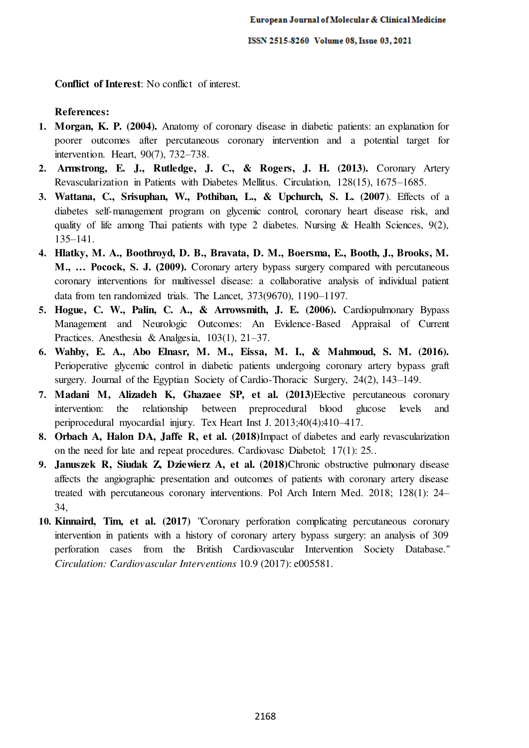**Conflict of Interest**: No conflict of interest.

**References:**

1. **Morgan, K. P. (2004).** Anatomy of coronary disease in diabetic patients: an explanation for poorer outcomes after percutaneous coronary intervention and a potential target for intervention. Heart, 90(7), 732–738.
2. **Armstrong, E. J., Rutledge, J. C., & Rogers, J. H. (2013).** Coronary Artery Revascularization in Patients with Diabetes Mellitus. Circulation, 128(15), 1675–1685.
3. **Wattana, C., Srisuphan, W., Pothiban, L., & Upchurch, S. L. (2007**). Effects of a diabetes self-management program on glycemic control, coronary heart disease risk, and quality of life among Thai patients with type 2 diabetes. Nursing & Health Sciences, 9(2), 135–141.
4. **Hlatky, M. A., Boothroyd, D. B., Bravata, D. M., Boersma, E., Booth, J., Brooks, M. M., … Pocock, S. J. (2009).** Coronary artery bypass surgery compared with percutaneous coronary interventions for multivessel disease: a collaborative analysis of individual patient data from ten randomized trials. The Lancet, 373(9670), 1190–1197.
5. **Hogue, C. W., Palin, C. A., & Arrowsmith, J. E. (2006).** Cardiopulmonary Bypass Management and Neurologic Outcomes: An Evidence-Based Appraisal of Current Practices. Anesthesia & Analgesia, 103(1), 21–37.
6. **Wahby, E. A., Abo Elnasr, M. M., Eissa, M. I., & Mahmoud, S. M. (2016).** Perioperative glycemic control in diabetic patients undergoing coronary artery bypass graft surgery. Journal of the Egyptian Society of Cardio-Thoracic Surgery, 24(2), 143–149.
7. **Madani M, Alizadeh K, Ghazaee SP, et al. (2013)**Elective percutaneous coronary intervention: the relationship between preprocedural blood glucose levels and periprocedural myocardial injury. Tex Heart Inst J. 2013;40(4):410–417.
8. **Orbach A, Halon DA, Jaffe R, et al. (2018)**Impact of diabetes and early revascularization on the need for late and repeat procedures. Cardiovasc Diabetol; 17(1): 25..
9. **Januszek R, Siudak Z, Dziewierz A, et al. (2018)**Chronic obstructive pulmonary disease affects the angiographic presentation and outcomes of patients with coronary artery disease treated with percutaneous coronary interventions. Pol Arch Intern Med. 2018; 128(1): 24–34,
10. **Kinnaird, Tim, et al. (2017)** "Coronary perforation complicating percutaneous coronary intervention in patients with a history of coronary artery bypass surgery: an analysis of 309 perforation cases from the British Cardiovascular Intervention Society Database." *Circulation: Cardiovascular Interventions* 10.9 (2017): e005581.